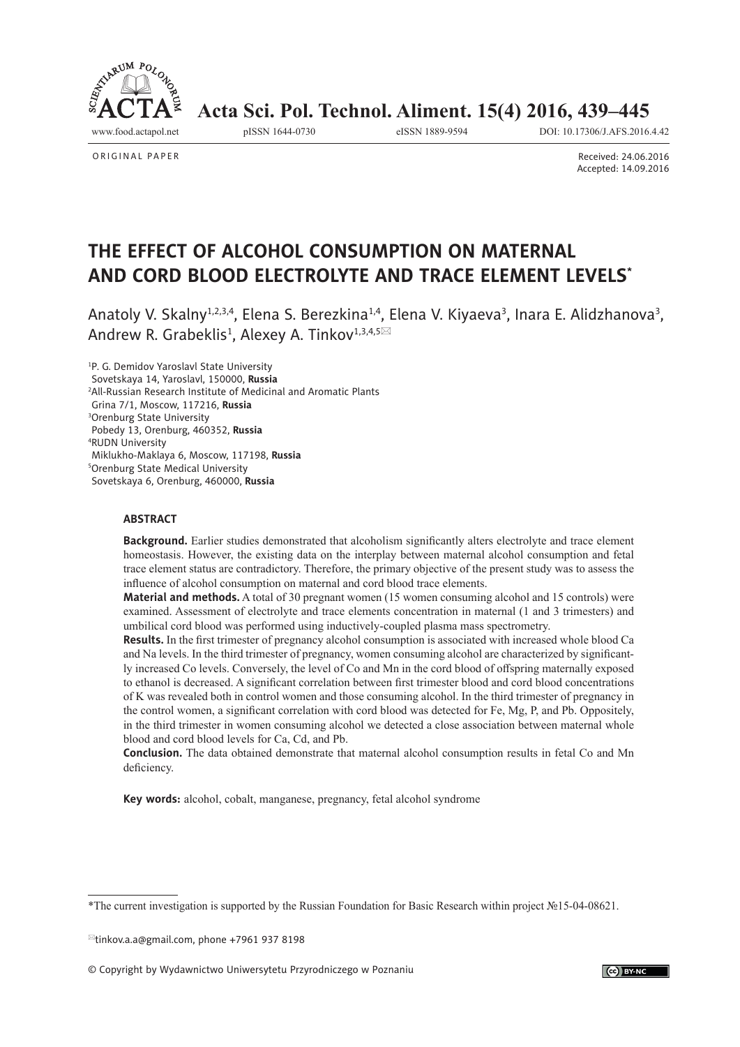ORIGINAL PAPER

Received: 24.06.2016
Accepted: 14.09.2016

# THE EFFECT OF ALCOHOL CONSUMPTION ON MATERNAL AND CORD BLOOD ELECTROLYTE AND TRACE ELEMENT LEVELS*

Anatoly V. Skalny[1,2,3,4], Elena S. Berezkina[1,4], Elena V. Kiyaeva[3], Inara E. Alidzhanova[3], Andrew R. Grabeklis[1], Alexey A. Tinkov[1,3,4,5]✉

[1]P. G. Demidov Yaroslavl State University
Sovetskaya 14, Yaroslavl, 150000, **Russia**
[2]All-Russian Research Institute of Medicinal and Aromatic Plants
Grina 7/1, Moscow, 117216, **Russia**
[3]Orenburg State University
Pobedy 13, Orenburg, 460352, **Russia**
[4]RUDN University
Miklukho-Maklaya 6, Moscow, 117198, **Russia**
[5]Orenburg State Medical University
Sovetskaya 6, Orenburg, 460000, **Russia**

## ABSTRACT

**Background.** Earlier studies demonstrated that alcoholism significantly alters electrolyte and trace element homeostasis. However, the existing data on the interplay between maternal alcohol consumption and fetal trace element status are contradictory. Therefore, the primary objective of the present study was to assess the influence of alcohol consumption on maternal and cord blood trace elements.

**Material and methods.** A total of 30 pregnant women (15 women consuming alcohol and 15 controls) were examined. Assessment of electrolyte and trace elements concentration in maternal (1 and 3 trimesters) and umbilical cord blood was performed using inductively-coupled plasma mass spectrometry.

**Results.** In the first trimester of pregnancy alcohol consumption is associated with increased whole blood Ca and Na levels. In the third trimester of pregnancy, women consuming alcohol are characterized by significantly increased Co levels. Conversely, the level of Co and Mn in the cord blood of offspring maternally exposed to ethanol is decreased. A significant correlation between first trimester blood and cord blood concentrations of K was revealed both in control women and those consuming alcohol. In the third trimester of pregnancy in the control women, a significant correlation with cord blood was detected for Fe, Mg, P, and Pb. Oppositely, in the third trimester in women consuming alcohol we detected a close association between maternal whole blood and cord blood levels for Ca, Cd, and Pb.

**Conclusion.** The data obtained demonstrate that maternal alcohol consumption results in fetal Co and Mn deficiency.

**Key words:** alcohol, cobalt, manganese, pregnancy, fetal alcohol syndrome

*The current investigation is supported by the Russian Foundation for Basic Research within project №15-04-08621.

✉tinkov.a.a@gmail.com, phone +7961 937 8198

© Copyright by Wydawnictwo Uniwersytetu Przyrodniczego w Poznaniu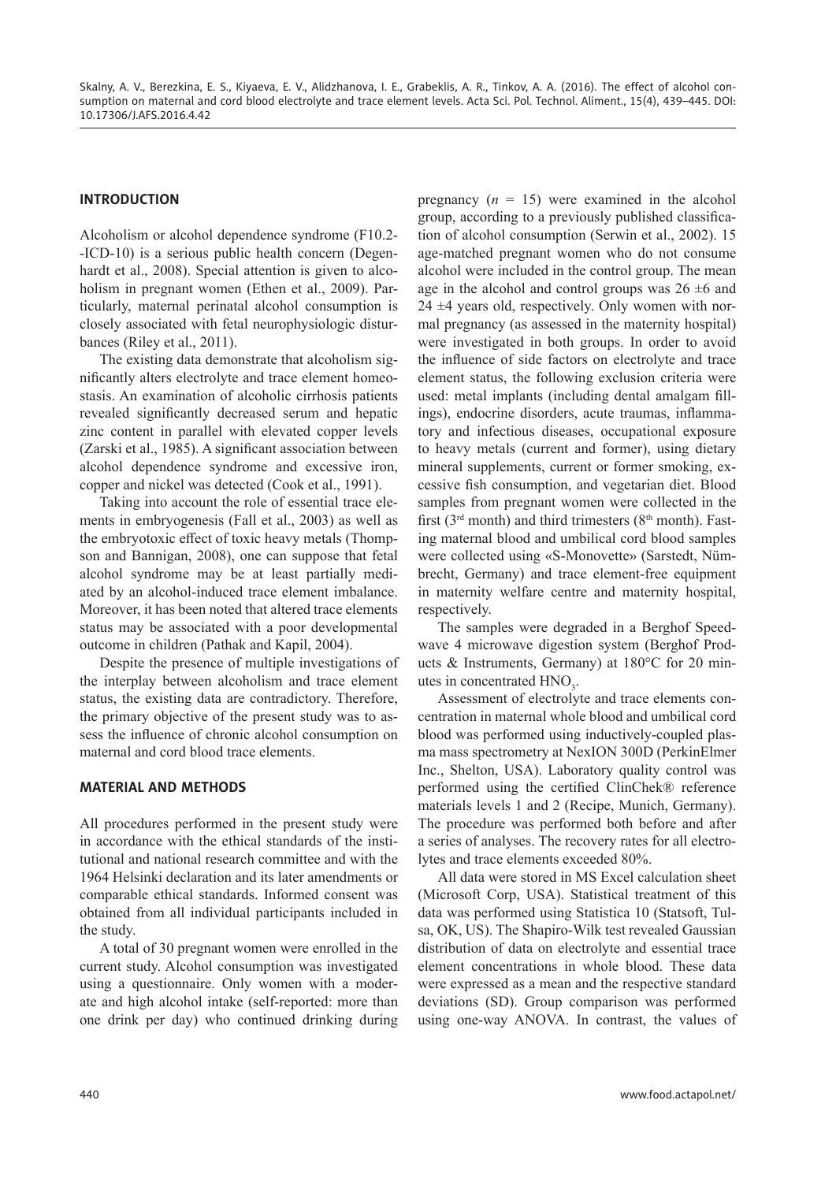## INTRODUCTION

Alcoholism or alcohol dependence syndrome (F10.2--ICD-10) is a serious public health concern (Degenhardt et al., 2008). Special attention is given to alcoholism in pregnant women (Ethen et al., 2009). Particularly, maternal perinatal alcohol consumption is closely associated with fetal neurophysiologic disturbances (Riley et al., 2011).

The existing data demonstrate that alcoholism significantly alters electrolyte and trace element homeostasis. An examination of alcoholic cirrhosis patients revealed significantly decreased serum and hepatic zinc content in parallel with elevated copper levels (Zarski et al., 1985). A significant association between alcohol dependence syndrome and excessive iron, copper and nickel was detected (Cook et al., 1991).

Taking into account the role of essential trace elements in embryogenesis (Fall et al., 2003) as well as the embryotoxic effect of toxic heavy metals (Thompson and Bannigan, 2008), one can suppose that fetal alcohol syndrome may be at least partially mediated by an alcohol-induced trace element imbalance. Moreover, it has been noted that altered trace elements status may be associated with a poor developmental outcome in children (Pathak and Kapil, 2004).

Despite the presence of multiple investigations of the interplay between alcoholism and trace element status, the existing data are contradictory. Therefore, the primary objective of the present study was to assess the influence of chronic alcohol consumption on maternal and cord blood trace elements.

## MATERIAL AND METHODS

All procedures performed in the present study were in accordance with the ethical standards of the institutional and national research committee and with the 1964 Helsinki declaration and its later amendments or comparable ethical standards. Informed consent was obtained from all individual participants included in the study.

A total of 30 pregnant women were enrolled in the current study. Alcohol consumption was investigated using a questionnaire. Only women with a moderate and high alcohol intake (self-reported: more than one drink per day) who continued drinking during pregnancy ($n$ = 15) were examined in the alcohol group, according to a previously published classification of alcohol consumption (Serwin et al., 2002). 15 age-matched pregnant women who do not consume alcohol were included in the control group. The mean age in the alcohol and control groups was 26 ±6 and 24 ±4 years old, respectively. Only women with normal pregnancy (as assessed in the maternity hospital) were investigated in both groups. In order to avoid the influence of side factors on electrolyte and trace element status, the following exclusion criteria were used: metal implants (including dental amalgam fillings), endocrine disorders, acute traumas, inflammatory and infectious diseases, occupational exposure to heavy metals (current and former), using dietary mineral supplements, current or former smoking, excessive fish consumption, and vegetarian diet. Blood samples from pregnant women were collected in the first (3rd month) and third trimesters (8th month). Fasting maternal blood and umbilical cord blood samples were collected using «S-Monovette» (Sarstedt, Nümbrecht, Germany) and trace element-free equipment in maternity welfare centre and maternity hospital, respectively.

The samples were degraded in a Berghof Speedwave 4 microwave digestion system (Berghof Products & Instruments, Germany) at 180°C for 20 minutes in concentrated $HNO_3$.

Assessment of electrolyte and trace elements concentration in maternal whole blood and umbilical cord blood was performed using inductively-coupled plasma mass spectrometry at NexION 300D (PerkinElmer Inc., Shelton, USA). Laboratory quality control was performed using the certified ClinChek® reference materials levels 1 and 2 (Recipe, Munich, Germany). The procedure was performed both before and after a series of analyses. The recovery rates for all electrolytes and trace elements exceeded 80%.

All data were stored in MS Excel calculation sheet (Microsoft Corp, USA). Statistical treatment of this data was performed using Statistica 10 (Statsoft, Tulsa, OK, US). The Shapiro-Wilk test revealed Gaussian distribution of data on electrolyte and essential trace element concentrations in whole blood. These data were expressed as a mean and the respective standard deviations (SD). Group comparison was performed using one-way ANOVA. In contrast, the values of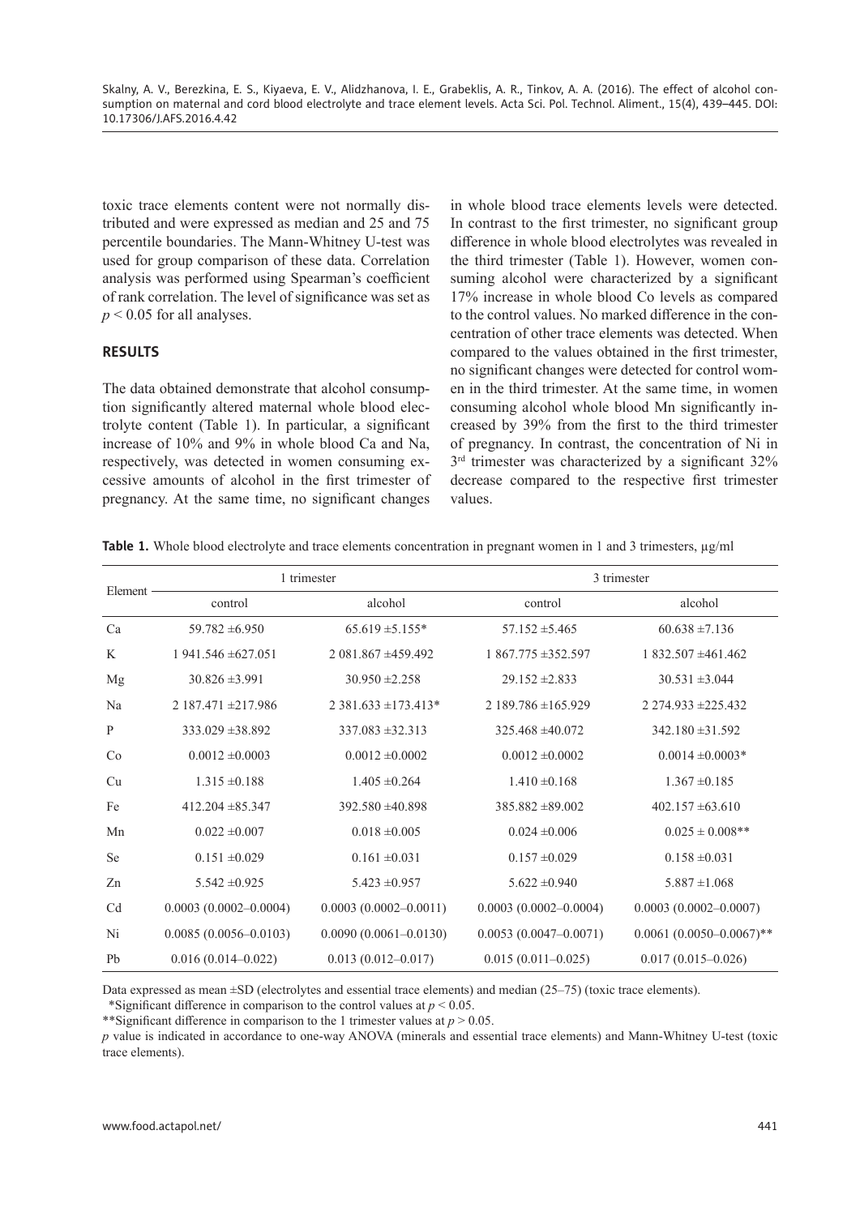toxic trace elements content were not normally distributed and were expressed as median and 25 and 75 percentile boundaries. The Mann-Whitney U-test was used for group comparison of these data. Correlation analysis was performed using Spearman's coefficient of rank correlation. The level of significance was set as $p < 0.05$ for all analyses.

## RESULTS

The data obtained demonstrate that alcohol consumption significantly altered maternal whole blood electrolyte content (Table 1). In particular, a significant increase of 10% and 9% in whole blood Ca and Na, respectively, was detected in women consuming excessive amounts of alcohol in the first trimester of pregnancy. At the same time, no significant changes in whole blood trace elements levels were detected. In contrast to the first trimester, no significant group difference in whole blood electrolytes was revealed in the third trimester (Table 1). However, women consuming alcohol were characterized by a significant 17% increase in whole blood Co levels as compared to the control values. No marked difference in the concentration of other trace elements was detected. When compared to the values obtained in the first trimester, no significant changes were detected for control women in the third trimester. At the same time, in women consuming alcohol whole blood Mn significantly increased by 39% from the first to the third trimester of pregnancy. In contrast, the concentration of Ni in 3rd trimester was characterized by a significant 32% decrease compared to the respective first trimester values.

**Table 1.** Whole blood electrolyte and trace elements concentration in pregnant women in 1 and 3 trimesters, µg/ml

| Element | 1 trimester | | 3 trimester | |
|---|---|---|---|---|
| | control | alcohol | control | alcohol |
| Ca | 59.782 ±6.950 | 65.619 ±5.155* | 57.152 ±5.465 | 60.638 ±7.136 |
| K | 1 941.546 ±627.051 | 2 081.867 ±459.492 | 1 867.775 ±352.597 | 1 832.507 ±461.462 |
| Mg | 30.826 ±3.991 | 30.950 ±2.258 | 29.152 ±2.833 | 30.531 ±3.044 |
| Na | 2 187.471 ±217.986 | 2 381.633 ±173.413* | 2 189.786 ±165.929 | 2 274.933 ±225.432 |
| P | 333.029 ±38.892 | 337.083 ±32.313 | 325.468 ±40.072 | 342.180 ±31.592 |
| Co | 0.0012 ±0.0003 | 0.0012 ±0.0002 | 0.0012 ±0.0002 | 0.0014 ±0.0003* |
| Cu | 1.315 ±0.188 | 1.405 ±0.264 | 1.410 ±0.168 | 1.367 ±0.185 |
| Fe | 412.204 ±85.347 | 392.580 ±40.898 | 385.882 ±89.002 | 402.157 ±63.610 |
| Mn | 0.022 ±0.007 | 0.018 ±0.005 | 0.024 ±0.006 | 0.025 ± 0.008** |
| Se | 0.151 ±0.029 | 0.161 ±0.031 | 0.157 ±0.029 | 0.158 ±0.031 |
| Zn | 5.542 ±0.925 | 5.423 ±0.957 | 5.622 ±0.940 | 5.887 ±1.068 |
| Cd | 0.0003 (0.0002–0.0004) | 0.0003 (0.0002–0.0011) | 0.0003 (0.0002–0.0004) | 0.0003 (0.0002–0.0007) |
| Ni | 0.0085 (0.0056–0.0103) | 0.0090 (0.0061–0.0130) | 0.0053 (0.0047–0.0071) | 0.0061 (0.0050–0.0067)** |
| Pb | 0.016 (0.014–0.022) | 0.013 (0.012–0.017) | 0.015 (0.011–0.025) | 0.017 (0.015–0.026) |

Data expressed as mean ±SD (electrolytes and essential trace elements) and median (25–75) (toxic trace elements).

*Significant difference in comparison to the control values at $p < 0.05$.

**Significant difference in comparison to the 1 trimester values at $p > 0.05$.

$p$ value is indicated in accordance to one-way ANOVA (minerals and essential trace elements) and Mann-Whitney U-test (toxic trace elements).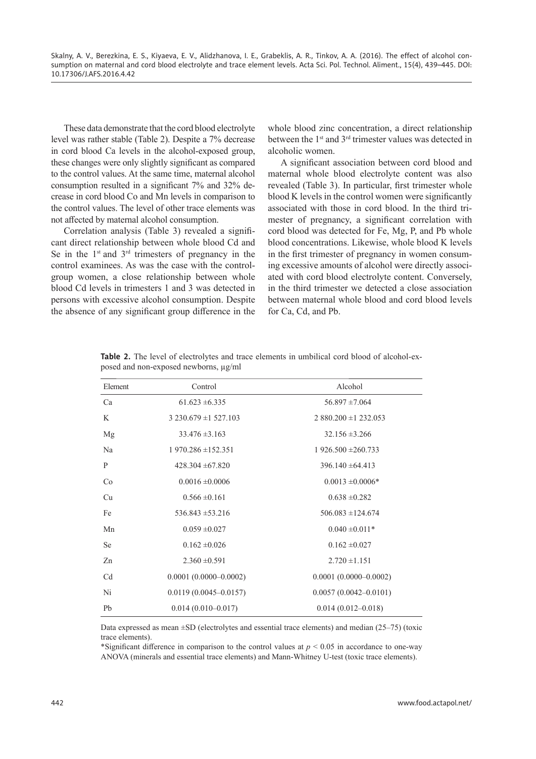These data demonstrate that the cord blood electrolyte level was rather stable (Table 2). Despite a 7% decrease in cord blood Ca levels in the alcohol-exposed group, these changes were only slightly significant as compared to the control values. At the same time, maternal alcohol consumption resulted in a significant 7% and 32% decrease in cord blood Co and Mn levels in comparison to the control values. The level of other trace elements was not affected by maternal alcohol consumption.

Correlation analysis (Table 3) revealed a significant direct relationship between whole blood Cd and Se in the 1st and 3rd trimesters of pregnancy in the control examinees. As was the case with the control-group women, a close relationship between whole blood Cd levels in trimesters 1 and 3 was detected in persons with excessive alcohol consumption. Despite the absence of any significant group difference in the whole blood zinc concentration, a direct relationship between the 1st and 3rd trimester values was detected in alcoholic women.

A significant association between cord blood and maternal whole blood electrolyte content was also revealed (Table 3). In particular, first trimester whole blood K levels in the control women were significantly associated with those in cord blood. In the third trimester of pregnancy, a significant correlation with cord blood was detected for Fe, Mg, P, and Pb whole blood concentrations. Likewise, whole blood K levels in the first trimester of pregnancy in women consuming excessive amounts of alcohol were directly associated with cord blood electrolyte content. Conversely, in the third trimester we detected a close association between maternal whole blood and cord blood levels for Ca, Cd, and Pb.

**Table 2.** The level of electrolytes and trace elements in umbilical cord blood of alcohol-exposed and non-exposed newborns, μg/ml

| Element | Control | Alcohol |
|---|---|---|
| Ca | 61.623 ±6.335 | 56.897 ±7.064 |
| K | 3 230.679 ±1 527.103 | 2 880.200 ±1 232.053 |
| Mg | 33.476 ±3.163 | 32.156 ±3.266 |
| Na | 1 970.286 ±152.351 | 1 926.500 ±260.733 |
| P | 428.304 ±67.820 | 396.140 ±64.413 |
| Co | 0.0016 ±0.0006 | 0.0013 ±0.0006* |
| Cu | 0.566 ±0.161 | 0.638 ±0.282 |
| Fe | 536.843 ±53.216 | 506.083 ±124.674 |
| Mn | 0.059 ±0.027 | 0.040 ±0.011* |
| Se | 0.162 ±0.026 | 0.162 ±0.027 |
| Zn | 2.360 ±0.591 | 2.720 ±1.151 |
| Cd | 0.0001 (0.0000–0.0002) | 0.0001 (0.0000–0.0002) |
| Ni | 0.0119 (0.0045–0.0157) | 0.0057 (0.0042–0.0101) |
| Pb | 0.014 (0.010–0.017) | 0.014 (0.012–0.018) |

Data expressed as mean ±SD (electrolytes and essential trace elements) and median (25–75) (toxic trace elements).

*Significant difference in comparison to the control values at $p < 0.05$ in accordance to one-way ANOVA (minerals and essential trace elements) and Mann-Whitney U-test (toxic trace elements).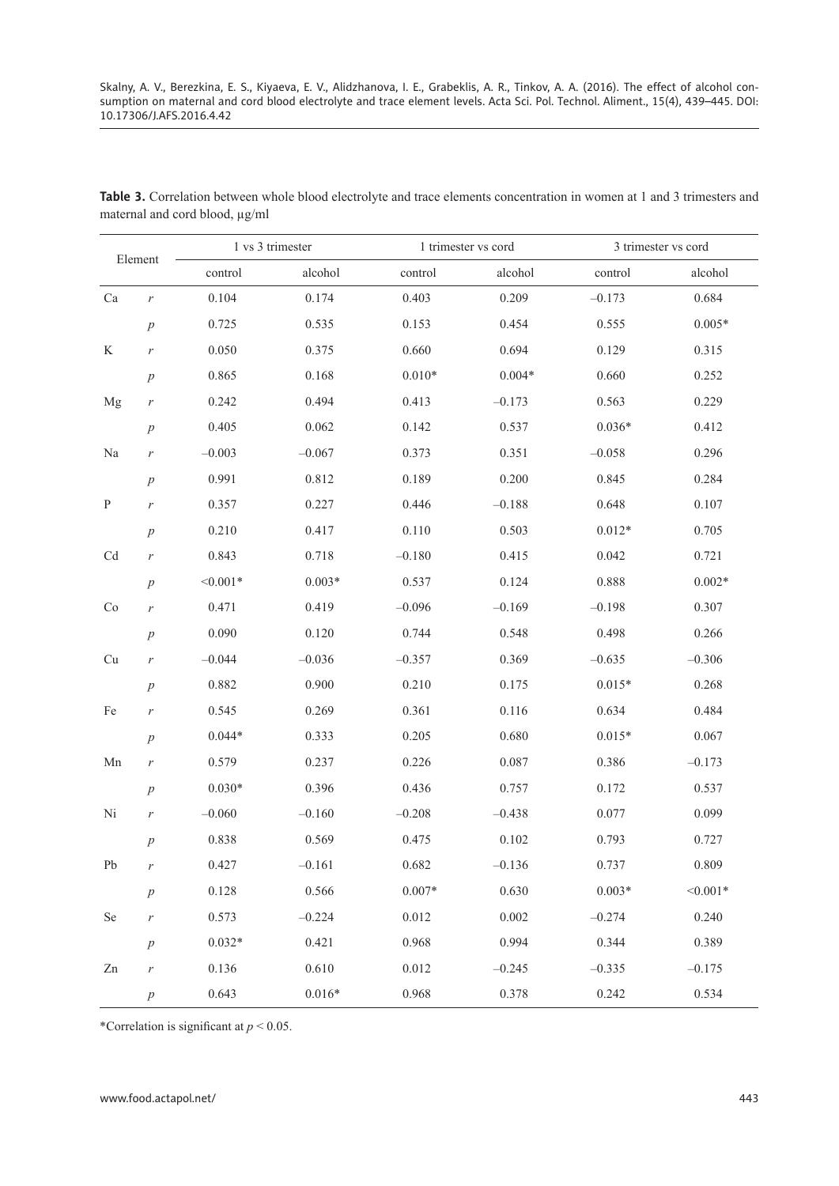**Table 3.** Correlation between whole blood electrolyte and trace elements concentration in women at 1 and 3 trimesters and maternal and cord blood, µg/ml

| Element | | 1 vs 3 trimester | | 1 trimester vs cord | | 3 trimester vs cord | |
|---|---|---|---|---|---|---|---|
| | | control | alcohol | control | alcohol | control | alcohol |
| Ca | *r* | 0.104 | 0.174 | 0.403 | 0.209 | –0.173 | 0.684 |
| | *p* | 0.725 | 0.535 | 0.153 | 0.454 | 0.555 | 0.005* |
| K | *r* | 0.050 | 0.375 | 0.660 | 0.694 | 0.129 | 0.315 |
| | *p* | 0.865 | 0.168 | 0.010* | 0.004* | 0.660 | 0.252 |
| Mg | *r* | 0.242 | 0.494 | 0.413 | –0.173 | 0.563 | 0.229 |
| | *p* | 0.405 | 0.062 | 0.142 | 0.537 | 0.036* | 0.412 |
| Na | *r* | –0.003 | –0.067 | 0.373 | 0.351 | –0.058 | 0.296 |
| | *p* | 0.991 | 0.812 | 0.189 | 0.200 | 0.845 | 0.284 |
| P | *r* | 0.357 | 0.227 | 0.446 | –0.188 | 0.648 | 0.107 |
| | *p* | 0.210 | 0.417 | 0.110 | 0.503 | 0.012* | 0.705 |
| Cd | *r* | 0.843 | 0.718 | –0.180 | 0.415 | 0.042 | 0.721 |
| | *p* | <0.001* | 0.003* | 0.537 | 0.124 | 0.888 | 0.002* |
| Co | *r* | 0.471 | 0.419 | –0.096 | –0.169 | –0.198 | 0.307 |
| | *p* | 0.090 | 0.120 | 0.744 | 0.548 | 0.498 | 0.266 |
| Cu | *r* | –0.044 | –0.036 | –0.357 | 0.369 | –0.635 | –0.306 |
| | *p* | 0.882 | 0.900 | 0.210 | 0.175 | 0.015* | 0.268 |
| Fe | *r* | 0.545 | 0.269 | 0.361 | 0.116 | 0.634 | 0.484 |
| | *p* | 0.044* | 0.333 | 0.205 | 0.680 | 0.015* | 0.067 |
| Mn | *r* | 0.579 | 0.237 | 0.226 | 0.087 | 0.386 | –0.173 |
| | *p* | 0.030* | 0.396 | 0.436 | 0.757 | 0.172 | 0.537 |
| Ni | *r* | –0.060 | –0.160 | –0.208 | –0.438 | 0.077 | 0.099 |
| | *p* | 0.838 | 0.569 | 0.475 | 0.102 | 0.793 | 0.727 |
| Pb | *r* | 0.427 | –0.161 | 0.682 | –0.136 | 0.737 | 0.809 |
| | *p* | 0.128 | 0.566 | 0.007* | 0.630 | 0.003* | <0.001* |
| Se | *r* | 0.573 | –0.224 | 0.012 | 0.002 | –0.274 | 0.240 |
| | *p* | 0.032* | 0.421 | 0.968 | 0.994 | 0.344 | 0.389 |
| Zn | *r* | 0.136 | 0.610 | 0.012 | –0.245 | –0.335 | –0.175 |
| | *p* | 0.643 | 0.016* | 0.968 | 0.378 | 0.242 | 0.534 |

*Correlation is significant at $p < 0.05$.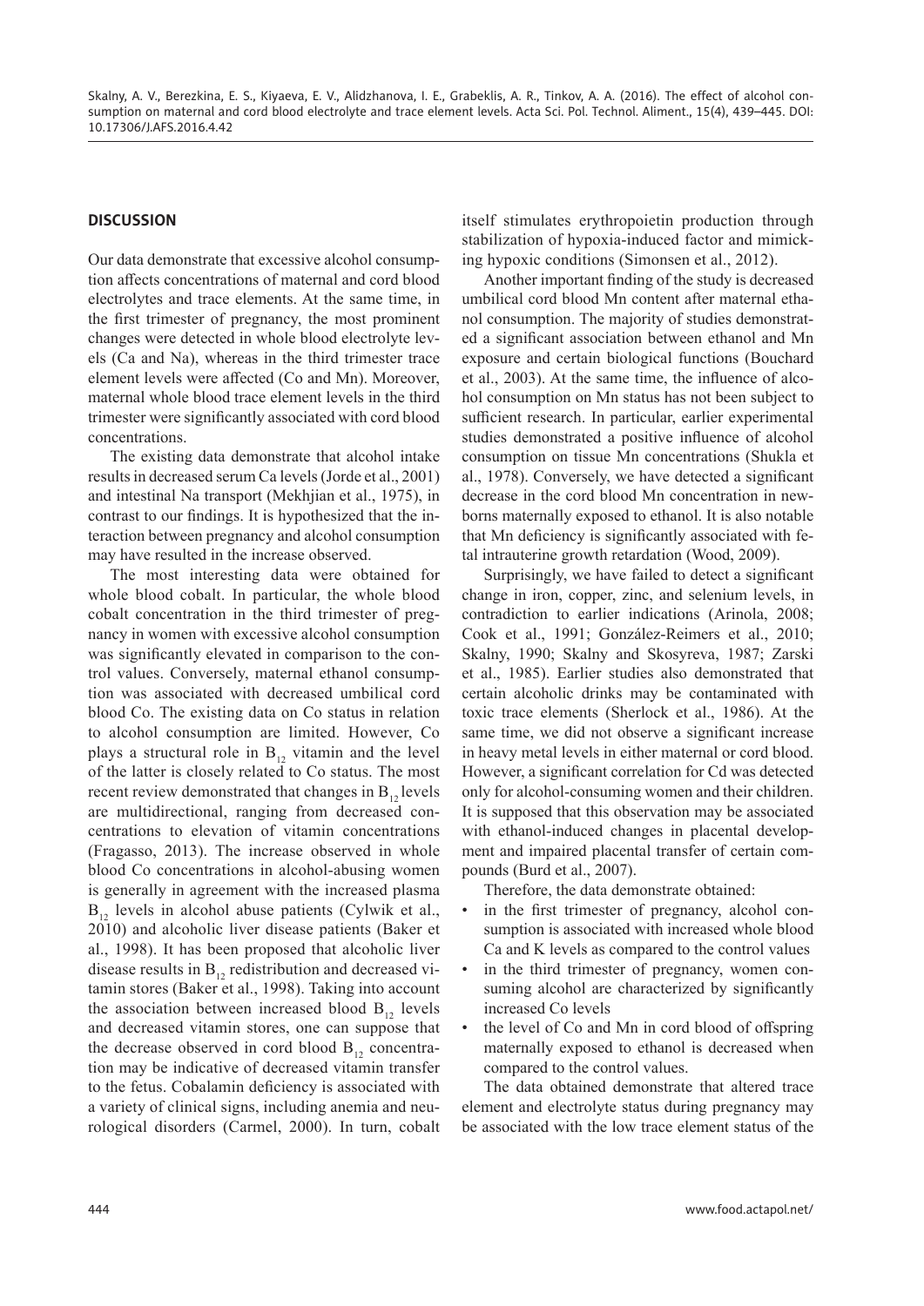## DISCUSSION

Our data demonstrate that excessive alcohol consumption affects concentrations of maternal and cord blood electrolytes and trace elements. At the same time, in the first trimester of pregnancy, the most prominent changes were detected in whole blood electrolyte levels (Ca and Na), whereas in the third trimester trace element levels were affected (Co and Mn). Moreover, maternal whole blood trace element levels in the third trimester were significantly associated with cord blood concentrations.

The existing data demonstrate that alcohol intake results in decreased serum Ca levels (Jorde et al., 2001) and intestinal Na transport (Mekhjian et al., 1975), in contrast to our findings. It is hypothesized that the interaction between pregnancy and alcohol consumption may have resulted in the increase observed.

The most interesting data were obtained for whole blood cobalt. In particular, the whole blood cobalt concentration in the third trimester of pregnancy in women with excessive alcohol consumption was significantly elevated in comparison to the control values. Conversely, maternal ethanol consumption was associated with decreased umbilical cord blood Co. The existing data on Co status in relation to alcohol consumption are limited. However, Co plays a structural role in $B_{12}$ vitamin and the level of the latter is closely related to Co status. The most recent review demonstrated that changes in $B_{12}$ levels are multidirectional, ranging from decreased concentrations to elevation of vitamin concentrations (Fragasso, 2013). The increase observed in whole blood Co concentrations in alcohol-abusing women is generally in agreement with the increased plasma $B_{12}$ levels in alcohol abuse patients (Cylwik et al., 2010) and alcoholic liver disease patients (Baker et al., 1998). It has been proposed that alcoholic liver disease results in $B_{12}$ redistribution and decreased vitamin stores (Baker et al., 1998). Taking into account the association between increased blood $B_{12}$ levels and decreased vitamin stores, one can suppose that the decrease observed in cord blood $B_{12}$ concentration may be indicative of decreased vitamin transfer to the fetus. Cobalamin deficiency is associated with a variety of clinical signs, including anemia and neurological disorders (Carmel, 2000). In turn, cobalt itself stimulates erythropoietin production through stabilization of hypoxia-induced factor and mimicking hypoxic conditions (Simonsen et al., 2012).

Another important finding of the study is decreased umbilical cord blood Mn content after maternal ethanol consumption. The majority of studies demonstrated a significant association between ethanol and Mn exposure and certain biological functions (Bouchard et al., 2003). At the same time, the influence of alcohol consumption on Mn status has not been subject to sufficient research. In particular, earlier experimental studies demonstrated a positive influence of alcohol consumption on tissue Mn concentrations (Shukla et al., 1978). Conversely, we have detected a significant decrease in the cord blood Mn concentration in newborns maternally exposed to ethanol. It is also notable that Mn deficiency is significantly associated with fetal intrauterine growth retardation (Wood, 2009).

Surprisingly, we have failed to detect a significant change in iron, copper, zinc, and selenium levels, in contradiction to earlier indications (Arinola, 2008; Cook et al., 1991; González-Reimers et al., 2010; Skalny, 1990; Skalny and Skosyreva, 1987; Zarski et al., 1985). Earlier studies also demonstrated that certain alcoholic drinks may be contaminated with toxic trace elements (Sherlock et al., 1986). At the same time, we did not observe a significant increase in heavy metal levels in either maternal or cord blood. However, a significant correlation for Cd was detected only for alcohol-consuming women and their children. It is supposed that this observation may be associated with ethanol-induced changes in placental development and impaired placental transfer of certain compounds (Burd et al., 2007).

Therefore, the data demonstrate obtained:

- in the first trimester of pregnancy, alcohol consumption is associated with increased whole blood Ca and K levels as compared to the control values
- in the third trimester of pregnancy, women consuming alcohol are characterized by significantly increased Co levels
- the level of Co and Mn in cord blood of offspring maternally exposed to ethanol is decreased when compared to the control values.

The data obtained demonstrate that altered trace element and electrolyte status during pregnancy may be associated with the low trace element status of the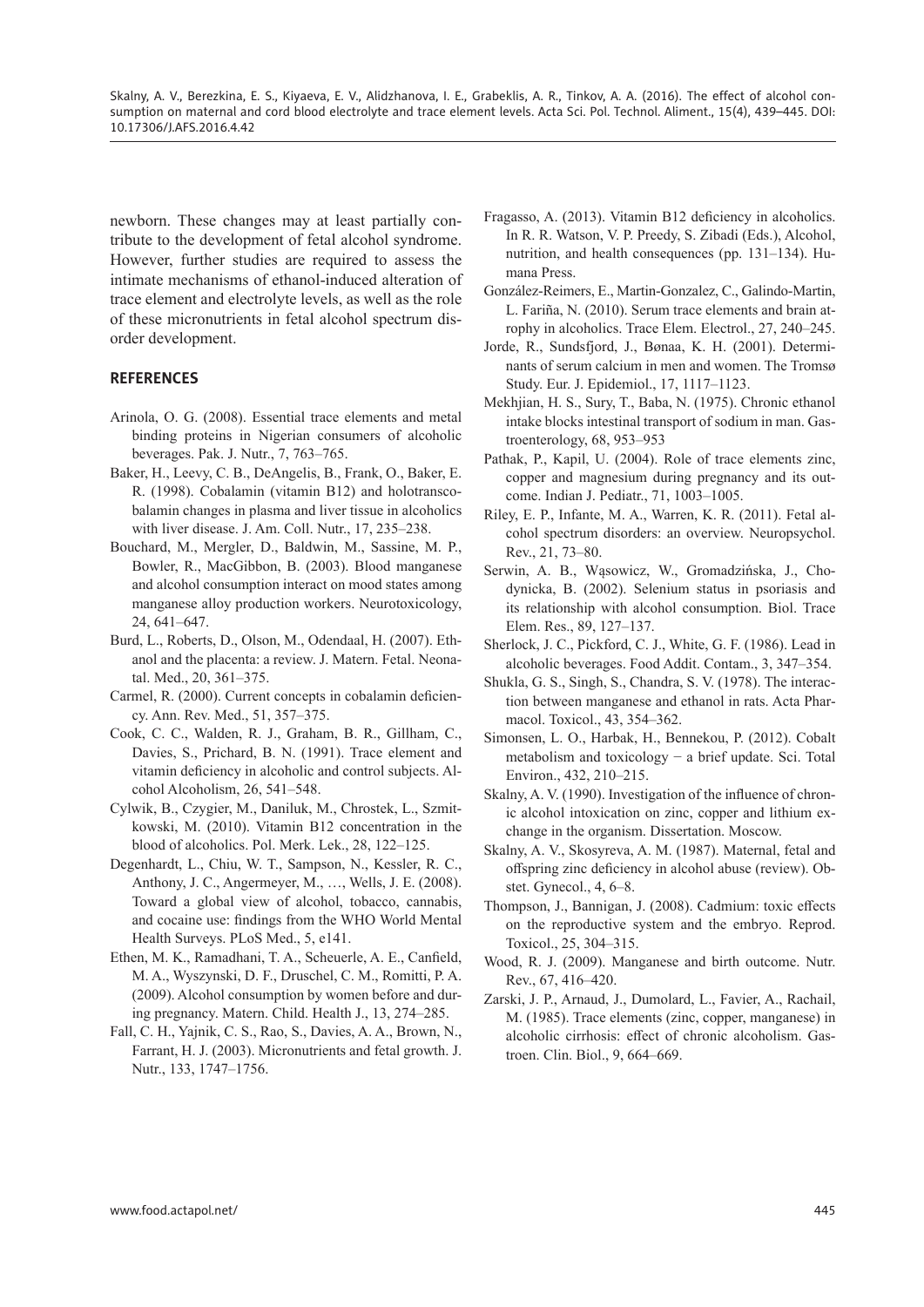newborn. These changes may at least partially contribute to the development of fetal alcohol syndrome. However, further studies are required to assess the intimate mechanisms of ethanol-induced alteration of trace element and electrolyte levels, as well as the role of these micronutrients in fetal alcohol spectrum disorder development.

## REFERENCES

Arinola, O. G. (2008). Essential trace elements and metal binding proteins in Nigerian consumers of alcoholic beverages. Pak. J. Nutr., 7, 763–765.

Baker, H., Leevy, C. B., DeAngelis, B., Frank, O., Baker, E. R. (1998). Cobalamin (vitamin B12) and holotranscobalamin changes in plasma and liver tissue in alcoholics with liver disease. J. Am. Coll. Nutr., 17, 235–238.

Bouchard, M., Mergler, D., Baldwin, M., Sassine, M. P., Bowler, R., MacGibbon, B. (2003). Blood manganese and alcohol consumption interact on mood states among manganese alloy production workers. Neurotoxicology, 24, 641–647.

Burd, L., Roberts, D., Olson, M., Odendaal, H. (2007). Ethanol and the placenta: a review. J. Matern. Fetal. Neonatal. Med., 20, 361–375.

Carmel, R. (2000). Current concepts in cobalamin deficiency. Ann. Rev. Med., 51, 357–375.

Cook, C. C., Walden, R. J., Graham, B. R., Gillham, C., Davies, S., Prichard, B. N. (1991). Trace element and vitamin deficiency in alcoholic and control subjects. Alcohol Alcoholism, 26, 541–548.

Cylwik, B., Czygier, M., Daniluk, M., Chrostek, L., Szmitkowski, M. (2010). Vitamin B12 concentration in the blood of alcoholics. Pol. Merk. Lek., 28, 122–125.

Degenhardt, L., Chiu, W. T., Sampson, N., Kessler, R. C., Anthony, J. C., Angermeyer, M., …, Wells, J. E. (2008). Toward a global view of alcohol, tobacco, cannabis, and cocaine use: findings from the WHO World Mental Health Surveys. PLoS Med., 5, e141.

Ethen, M. K., Ramadhani, T. A., Scheuerle, A. E., Canfield, M. A., Wyszynski, D. F., Druschel, C. M., Romitti, P. A. (2009). Alcohol consumption by women before and during pregnancy. Matern. Child. Health J., 13, 274–285.

Fall, C. H., Yajnik, C. S., Rao, S., Davies, A. A., Brown, N., Farrant, H. J. (2003). Micronutrients and fetal growth. J. Nutr., 133, 1747–1756.

Fragasso, A. (2013). Vitamin B12 deficiency in alcoholics. In R. R. Watson, V. P. Preedy, S. Zibadi (Eds.), Alcohol, nutrition, and health consequences (pp. 131–134). Humana Press.

González-Reimers, E., Martin-Gonzalez, C., Galindo-Martin, L. Fariña, N. (2010). Serum trace elements and brain atrophy in alcoholics. Trace Elem. Electrol., 27, 240–245.

Jorde, R., Sundsfjord, J., Bønaa, K. H. (2001). Determinants of serum calcium in men and women. The Tromsø Study. Eur. J. Epidemiol., 17, 1117–1123.

Mekhjian, H. S., Sury, T., Baba, N. (1975). Chronic ethanol intake blocks intestinal transport of sodium in man. Gastroenterology, 68, 953–953

Pathak, P., Kapil, U. (2004). Role of trace elements zinc, copper and magnesium during pregnancy and its outcome. Indian J. Pediatr., 71, 1003–1005.

Riley, E. P., Infante, M. A., Warren, K. R. (2011). Fetal alcohol spectrum disorders: an overview. Neuropsychol. Rev., 21, 73–80.

Serwin, A. B., Wąsowicz, W., Gromadzińska, J., Chodynicka, B. (2002). Selenium status in psoriasis and its relationship with alcohol consumption. Biol. Trace Elem. Res., 89, 127–137.

Sherlock, J. C., Pickford, C. J., White, G. F. (1986). Lead in alcoholic beverages. Food Addit. Contam., 3, 347–354.

Shukla, G. S., Singh, S., Chandra, S. V. (1978). The interaction between manganese and ethanol in rats. Acta Pharmacol. Toxicol., 43, 354–362.

Simonsen, L. O., Harbak, H., Bennekou, P. (2012). Cobalt metabolism and toxicology − a brief update. Sci. Total Environ., 432, 210–215.

Skalny, A. V. (1990). Investigation of the influence of chronic alcohol intoxication on zinc, copper and lithium exchange in the organism. Dissertation. Moscow.

Skalny, A. V., Skosyreva, A. M. (1987). Maternal, fetal and offspring zinc deficiency in alcohol abuse (review). Obstet. Gynecol., 4, 6–8.

Thompson, J., Bannigan, J. (2008). Cadmium: toxic effects on the reproductive system and the embryo. Reprod. Toxicol., 25, 304–315.

Wood, R. J. (2009). Manganese and birth outcome. Nutr. Rev., 67, 416–420.

Zarski, J. P., Arnaud, J., Dumolard, L., Favier, A., Rachail, M. (1985). Trace elements (zinc, copper, manganese) in alcoholic cirrhosis: effect of chronic alcoholism. Gastroen. Clin. Biol., 9, 664–669.